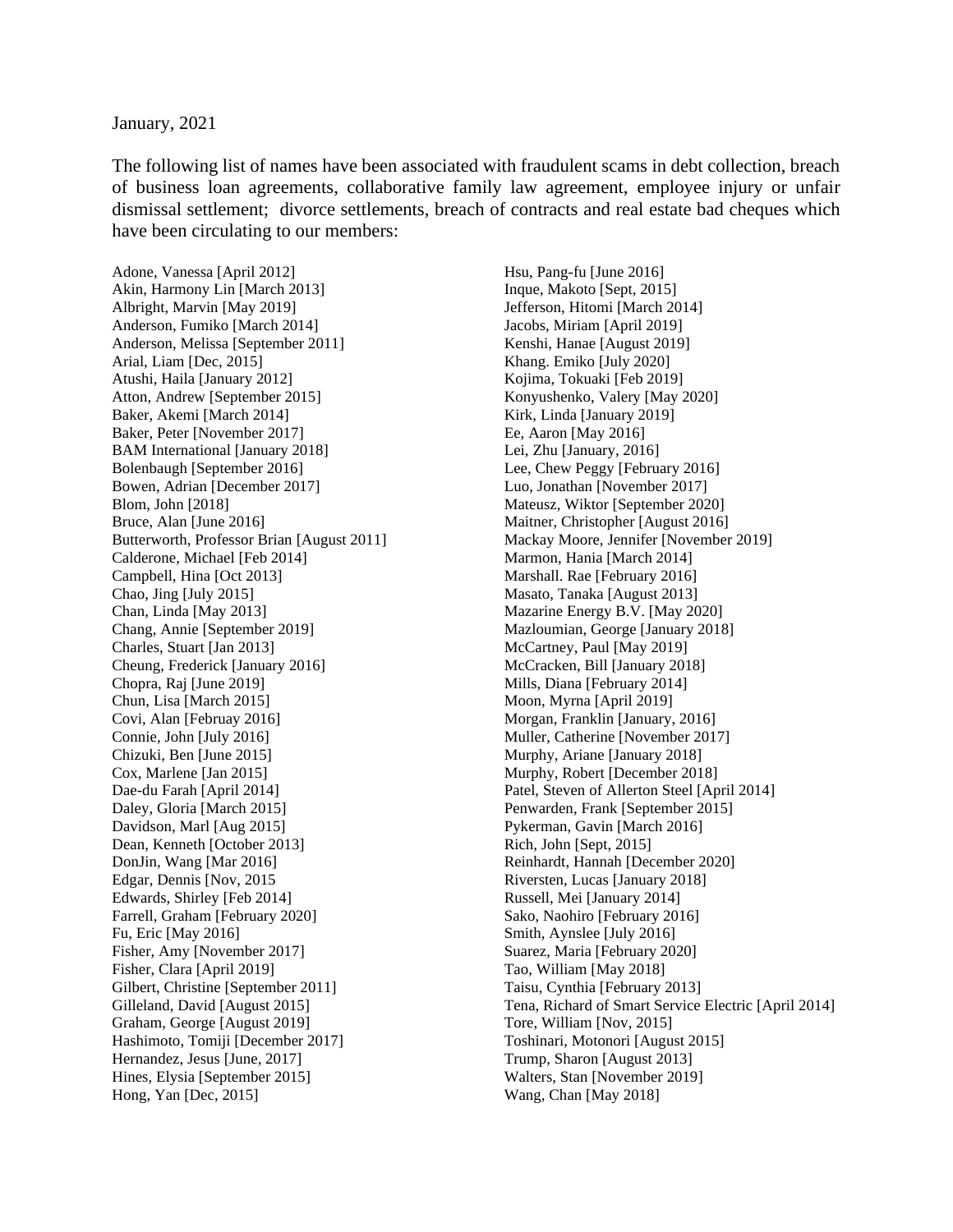January, 2021

The following list of names have been associated with fraudulent scams in debt collection, breach of business loan agreements, collaborative family law agreement, employee injury or unfair dismissal settlement; divorce settlements, breach of contracts and real estate bad cheques which have been circulating to our members:

Adone, Vanessa [April 2012]
Akin, Harmony Lin [March 2013]
Albright, Marvin [May 2019]
Anderson, Fumiko [March 2014]
Anderson, Melissa [September 2011]
Arial, Liam [Dec, 2015]
Atushi, Haila [January 2012]
Atton, Andrew [September 2015]
Baker, Akemi [March 2014]
Baker, Peter [November 2017]
BAM International [January 2018]
Bolenbaugh [September 2016]
Bowen, Adrian [December 2017]
Blom, John [2018]
Bruce, Alan [June 2016]
Butterworth, Professor Brian [August 2011]
Calderone, Michael [Feb 2014]
Campbell, Hina [Oct 2013]
Chao, Jing [July 2015]
Chan, Linda [May 2013]
Chang, Annie [September 2019]
Charles, Stuart [Jan 2013]
Cheung, Frederick [January 2016]
Chopra, Raj [June 2019]
Chun, Lisa [March 2015]
Covi, Alan [Februay 2016]
Connie, John [July 2016]
Chizuki, Ben [June 2015]
Cox, Marlene [Jan 2015]
Dae-du Farah [April 2014]
Daley, Gloria [March 2015]
Davidson, Marl [Aug 2015]
Dean, Kenneth [October 2013]
DonJin, Wang [Mar 2016]
Edgar, Dennis [Nov, 2015
Edwards, Shirley [Feb 2014]
Farrell, Graham [February 2020]
Fu, Eric [May 2016]
Fisher, Amy [November 2017]
Fisher, Clara [April 2019]
Gilbert, Christine [September 2011]
Gilleland, David [August 2015]
Graham, George [August 2019]
Hashimoto, Tomiji [December 2017]
Hernandez, Jesus [June, 2017]
Hines, Elysia [September 2015]
Hong, Yan [Dec, 2015]
Hsu, Pang-fu [June 2016]
Inque, Makoto [Sept, 2015]
Jefferson, Hitomi [March 2014]
Jacobs, Miriam [April 2019]
Kenshi, Hanae [August 2019]
Khang. Emiko [July 2020]
Kojima, Tokuaki [Feb 2019]
Konyushenko, Valery [May 2020]
Kirk, Linda [January 2019]
Ee, Aaron [May 2016]
Lei, Zhu [January, 2016]
Lee, Chew Peggy [February 2016]
Luo, Jonathan [November 2017]
Mateusz, Wiktor [September 2020]
Maitner, Christopher [August 2016]
Mackay Moore, Jennifer [November 2019]
Marmon, Hania [March 2014]
Marshall. Rae [February 2016]
Masato, Tanaka [August 2013]
Mazarine Energy B.V. [May 2020]
Mazloumian, George [January 2018]
McCartney, Paul [May 2019]
McCracken, Bill [January 2018]
Mills, Diana [February 2014]
Moon, Myrna [April 2019]
Morgan, Franklin [January, 2016]
Muller, Catherine [November 2017]
Murphy, Ariane [January 2018]
Murphy, Robert [December 2018]
Patel, Steven of Allerton Steel [April 2014]
Penwarden, Frank [September 2015]
Pykerman, Gavin [March 2016]
Rich, John [Sept, 2015]
Reinhardt, Hannah [December 2020]
Riversten, Lucas [January 2018]
Russell, Mei [January 2014]
Sako, Naohiro [February 2016]
Smith, Aynslee [July 2016]
Suarez, Maria [February 2020]
Tao, William [May 2018]
Taisu, Cynthia [February 2013]
Tena, Richard of Smart Service Electric [April 2014]
Tore, William [Nov, 2015]
Toshinari, Motonori [August 2015]
Trump, Sharon [August 2013]
Walters, Stan [November 2019]
Wang, Chan [May 2018]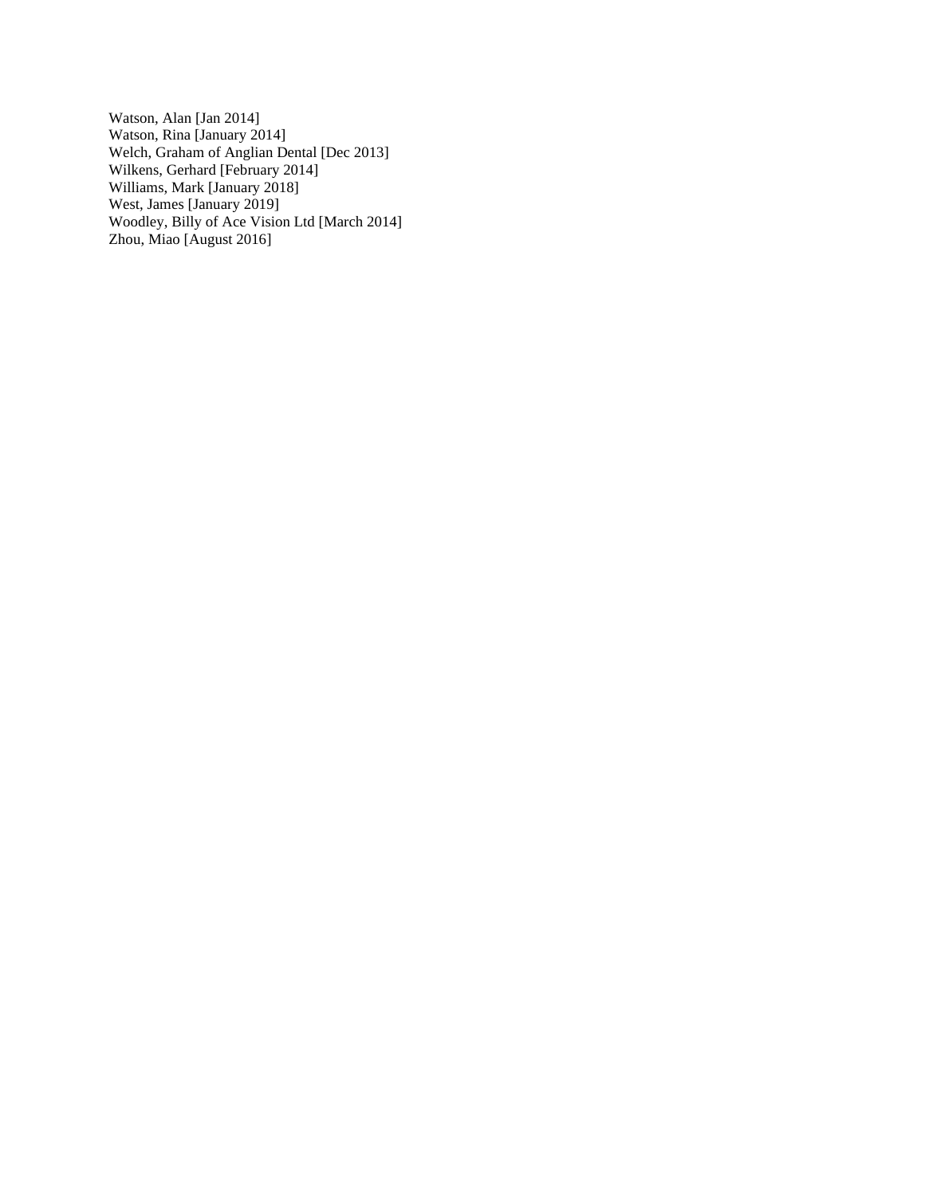Watson, Alan [Jan 2014]
Watson, Rina [January 2014]
Welch, Graham of Anglian Dental [Dec 2013]
Wilkens, Gerhard [February 2014]
Williams, Mark [January 2018]
West, James [January 2019]
Woodley, Billy of Ace Vision Ltd [March 2014]
Zhou, Miao [August 2016]